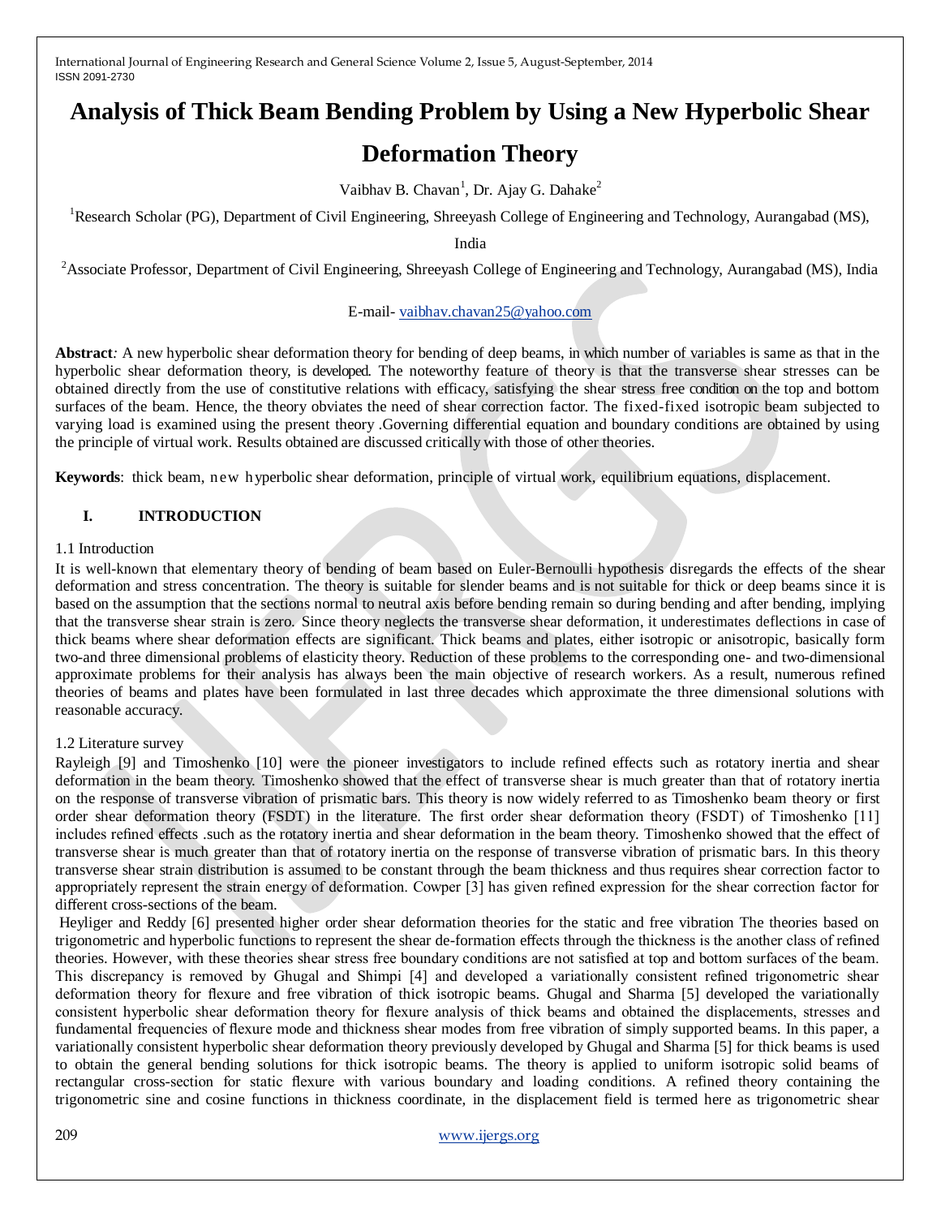# Analysis of Thick Beam Bending Problem by Using a New Hyperbolic Shear Deformation Theory

Vaibhav B. Chavan[1], Dr. Ajay G. Dahake[2]

[1]Research Scholar (PG), Department of Civil Engineering, Shreeyash College of Engineering and Technology, Aurangabad (MS), India

[2]Associate Professor, Department of Civil Engineering, Shreeyash College of Engineering and Technology, Aurangabad (MS), India

E-mail- vaibhav.chavan25@yahoo.com

**Abstract**: A new hyperbolic shear deformation theory for bending of deep beams, in which number of variables is same as that in the hyperbolic shear deformation theory, is developed. The noteworthy feature of theory is that the transverse shear stresses can be obtained directly from the use of constitutive relations with efficacy, satisfying the shear stress free condition on the top and bottom surfaces of the beam. Hence, the theory obviates the need of shear correction factor. The fixed-fixed isotropic beam subjected to varying load is examined using the present theory .Governing differential equation and boundary conditions are obtained by using the principle of virtual work. Results obtained are discussed critically with those of other theories.

**Keywords**: thick beam, new hyperbolic shear deformation, principle of virtual work, equilibrium equations, displacement.

## I. INTRODUCTION

### 1.1 Introduction

It is well-known that elementary theory of bending of beam based on Euler-Bernoulli hypothesis disregards the effects of the shear deformation and stress concentration. The theory is suitable for slender beams and is not suitable for thick or deep beams since it is based on the assumption that the sections normal to neutral axis before bending remain so during bending and after bending, implying that the transverse shear strain is zero. Since theory neglects the transverse shear deformation, it underestimates deflections in case of thick beams where shear deformation effects are significant. Thick beams and plates, either isotropic or anisotropic, basically form two-and three dimensional problems of elasticity theory. Reduction of these problems to the corresponding one- and two-dimensional approximate problems for their analysis has always been the main objective of research workers. As a result, numerous refined theories of beams and plates have been formulated in last three decades which approximate the three dimensional solutions with reasonable accuracy.

### 1.2 Literature survey

Rayleigh [9] and Timoshenko [10] were the pioneer investigators to include refined effects such as rotatory inertia and shear deformation in the beam theory. Timoshenko showed that the effect of transverse shear is much greater than that of rotatory inertia on the response of transverse vibration of prismatic bars. This theory is now widely referred to as Timoshenko beam theory or first order shear deformation theory (FSDT) in the literature. The first order shear deformation theory (FSDT) of Timoshenko [11] includes refined effects .such as the rotatory inertia and shear deformation in the beam theory. Timoshenko showed that the effect of transverse shear is much greater than that of rotatory inertia on the response of transverse vibration of prismatic bars. In this theory transverse shear strain distribution is assumed to be constant through the beam thickness and thus requires shear correction factor to appropriately represent the strain energy of deformation. Cowper [3] has given refined expression for the shear correction factor for different cross-sections of the beam.

Heyliger and Reddy [6] presented higher order shear deformation theories for the static and free vibration The theories based on trigonometric and hyperbolic functions to represent the shear de-formation effects through the thickness is the another class of refined theories. However, with these theories shear stress free boundary conditions are not satisfied at top and bottom surfaces of the beam. This discrepancy is removed by Ghugal and Shimpi [4] and developed a variationally consistent refined trigonometric shear deformation theory for flexure and free vibration of thick isotropic beams. Ghugal and Sharma [5] developed the variationally consistent hyperbolic shear deformation theory for flexure analysis of thick beams and obtained the displacements, stresses and fundamental frequencies of flexure mode and thickness shear modes from free vibration of simply supported beams. In this paper, a variationally consistent hyperbolic shear deformation theory previously developed by Ghugal and Sharma [5] for thick beams is used to obtain the general bending solutions for thick isotropic beams. The theory is applied to uniform isotropic solid beams of rectangular cross-section for static flexure with various boundary and loading conditions. A refined theory containing the trigonometric sine and cosine functions in thickness coordinate, in the displacement field is termed here as trigonometric shear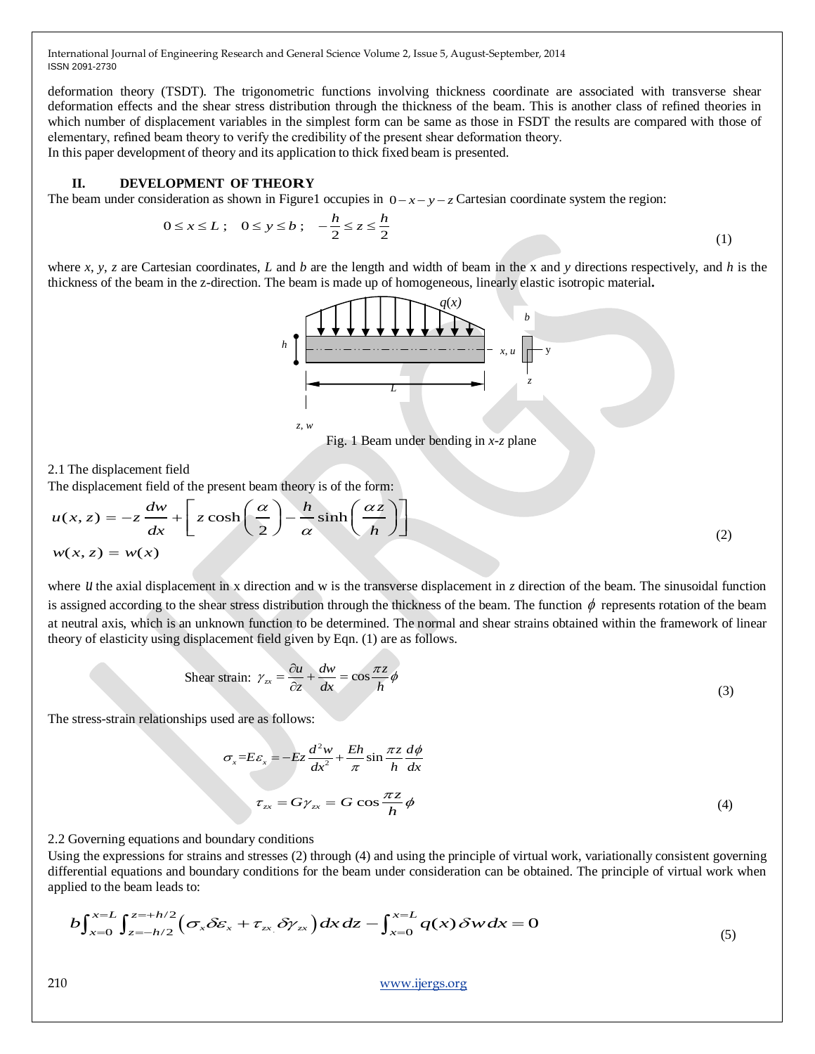deformation theory (TSDT). The trigonometric functions involving thickness coordinate are associated with transverse shear deformation effects and the shear stress distribution through the thickness of the beam. This is another class of refined theories in which number of displacement variables in the simplest form can be same as those in FSDT the results are compared with those of elementary, refined beam theory to verify the credibility of the present shear deformation theory.
In this paper development of theory and its application to thick fixed beam is presented.

## II. DEVELOPMENT OF THEORY

The beam under consideration as shown in Figure1 occupies in $0-x-y-z$ Cartesian coordinate system the region:

$$0 \le x \le L\,; \quad 0 \le y \le b\,; \quad -\frac{h}{2} \le z \le \frac{h}{2} \tag{1}$$

where *x*, *y*, *z* are Cartesian coordinates, *L* and *b* are the length and width of beam in the x and *y* directions respectively, and *h* is the thickness of the beam in the z-direction. The beam is made up of homogeneous, linearly elastic isotropic material**.**

q(x)

b

h

x, u

y

z

L

z, w

Fig. 1 Beam under bending in *x-z* plane

### 2.1 The displacement field

The displacement field of the present beam theory is of the form:

$$u(x,z) = -z\frac{dw}{dx} + \left[ z\cosh\left(\frac{\alpha}{2}\right) - \frac{h}{\alpha}\sinh\left(\frac{\alpha z}{h}\right)\right]$$
$$w(x,z) = w(x) \tag{2}$$

where $u$ the axial displacement in x direction and w is the transverse displacement in *z* direction of the beam. The sinusoidal function is assigned according to the shear stress distribution through the thickness of the beam. The function $\phi$ represents rotation of the beam at neutral axis, which is an unknown function to be determined. The normal and shear strains obtained within the framework of linear theory of elasticity using displacement field given by Eqn. (1) are as follows.

$$\text{Shear strain: } \gamma_{zx} = \frac{\partial u}{\partial z} + \frac{dw}{dx} = \cos\frac{\pi z}{h}\phi \tag{3}$$

The stress-strain relationships used are as follows:

$$\sigma_x = E\varepsilon_x = -Ez\frac{d^2 w}{dx^2} + \frac{Eh}{\pi}\sin\frac{\pi z}{h}\frac{d\phi}{dx}$$

$$\tau_{zx} = G\gamma_{zx} = G\cos\frac{\pi z}{h}\phi \tag{4}$$

### 2.2 Governing equations and boundary conditions

Using the expressions for strains and stresses (2) through (4) and using the principle of virtual work, variationally consistent governing differential equations and boundary conditions for the beam under consideration can be obtained. The principle of virtual work when applied to the beam leads to:

$$b\int_{x=0}^{x=L}\int_{z=-h/2}^{z=+h/2}\left(\sigma_x\delta\varepsilon_x + \tau_{zx}\delta\gamma_{zx}\right)dx\,dz - \int_{x=0}^{x=L} q(x)\,\delta w\,dx = 0 \tag{5}$$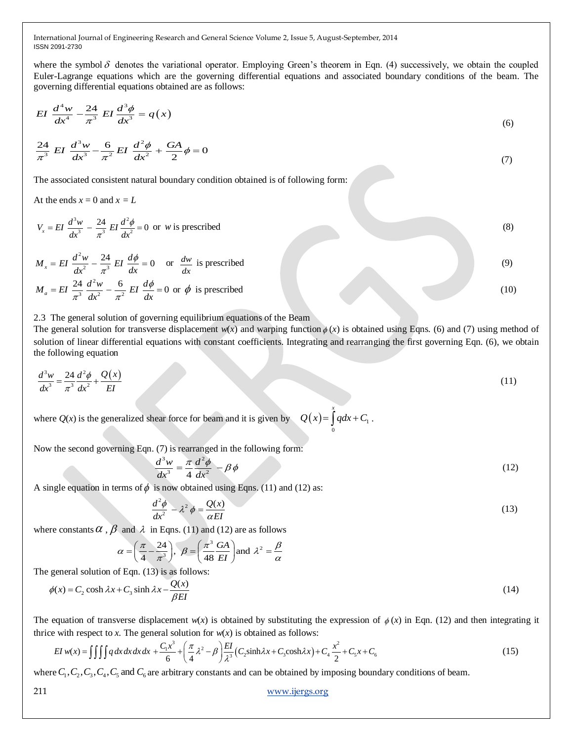where the symbol $\delta$ denotes the variational operator. Employing Green's theorem in Eqn. (4) successively, we obtain the coupled Euler-Lagrange equations which are the governing differential equations and associated boundary conditions of the beam. The governing differential equations obtained are as follows:

$$EI\,\frac{d^4w}{dx^4} - \frac{24}{\pi^3}\,EI\,\frac{d^3\phi}{dx^3} = q(x) \tag{6}$$

$$\frac{24}{\pi^3}\,EI\,\frac{d^3w}{dx^3} - \frac{6}{\pi^2}\,EI\,\frac{d^2\phi}{dx^2} + \frac{GA}{2}\phi = 0 \tag{7}$$

The associated consistent natural boundary condition obtained is of following form:

At the ends $x = 0$ and $x = L$

$$V_x = EI\,\frac{d^3w}{dx^3} - \frac{24}{\pi^3}\,EI\,\frac{d^2\phi}{dx^2} = 0 \text{ or } w \text{ is prescribed} \tag{8}$$

$$M_x = EI\,\frac{d^2w}{dx^2} - \frac{24}{\pi^3}\,EI\,\frac{d\phi}{dx} = 0 \quad \text{or} \quad \frac{dw}{dx} \text{ is prescribed} \tag{9}$$

$$M_a = EI\,\frac{24}{\pi^3}\,\frac{d^2w}{dx^2} - \frac{6}{\pi^2}\,EI\,\frac{d\phi}{dx} = 0 \text{ or } \phi \text{ is prescribed} \tag{10}$$

2.3 The general solution of governing equilibrium equations of the Beam

The general solution for transverse displacement $w(x)$ and warping function $\phi(x)$ is obtained using Eqns. (6) and (7) using method of solution of linear differential equations with constant coefficients. Integrating and rearranging the first governing Eqn. (6), we obtain the following equation

$$\frac{d^3w}{dx^3} = \frac{24}{\pi^3}\frac{d^2\phi}{dx^2} + \frac{Q(x)}{EI} \tag{11}$$

where $Q(x)$ is the generalized shear force for beam and it is given by $Q(x) = \int_0^x q\,dx + C_1$.

Now the second governing Eqn. (7) is rearranged in the following form:

$$\frac{d^3w}{dx^3} = \frac{\pi}{4}\frac{d^2\phi}{dx^2} - \beta\phi \tag{12}$$

A single equation in terms of $\phi$ is now obtained using Eqns. (11) and (12) as:

$$\frac{d^2\phi}{dx^2} - \lambda^2\phi = \frac{Q(x)}{\alpha EI} \tag{13}$$

where constants $\alpha$, $\beta$ and $\lambda$ in Eqns. (11) and (12) are as follows

$$\alpha = \left(\frac{\pi}{4} - \frac{24}{\pi^3}\right),\ \beta = \left(\frac{\pi^3}{48}\frac{GA}{EI}\right) \text{and } \lambda^2 = \frac{\beta}{\alpha}$$

The general solution of Eqn. (13) is as follows:

$$\phi(x) = C_2\cosh\lambda x + C_3\sinh\lambda x - \frac{Q(x)}{\beta EI} \tag{14}$$

The equation of transverse displacement $w(x)$ is obtained by substituting the expression of $\phi(x)$ in Eqn. (12) and then integrating it thrice with respect to $x$. The general solution for $w(x)$ is obtained as follows:

$$EI\,w(x) = \iiiint q\,dx\,dx\,dx\,dx + \frac{C_1x^3}{6} + \left(\frac{\pi}{4}\lambda^2 - \beta\right)\frac{EI}{\lambda^3}\left(C_2\sinh\lambda x + C_3\cosh\lambda x\right) + C_4\frac{x^2}{2} + C_5x + C_6 \tag{15}$$

where $C_1, C_2, C_3, C_4, C_5$ and $C_6$ are arbitrary constants and can be obtained by imposing boundary conditions of beam.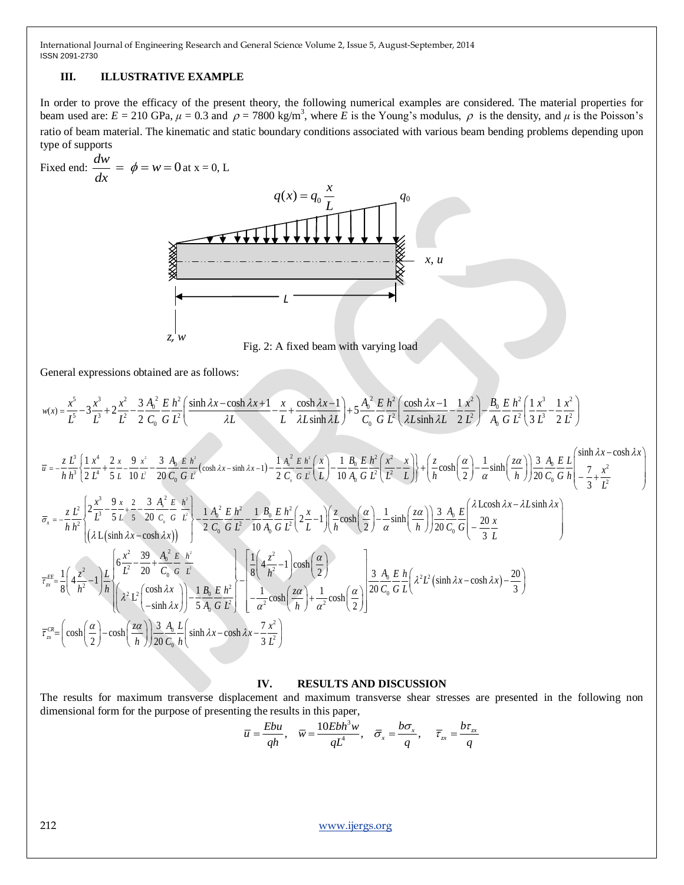## III. ILLUSTRATIVE EXAMPLE

In order to prove the efficacy of the present theory, the following numerical examples are considered. The material properties for beam used are: $E$ = 210 GPa, $\mu$ = 0.3 and $\rho$ = 7800 kg/m$^3$, where $E$ is the Young's modulus, $\rho$ is the density, and $\mu$ is the Poisson's ratio of beam material. The kinematic and static boundary conditions associated with various beam bending problems depending upon type of supports

Fixed end: $\dfrac{dw}{dx} = \phi = w = 0$ at x = 0, L

$q(x) = q_0 \dfrac{x}{L}$

$q_0$

$x, u$

$L$

$z, w$

Fig. 2: A fixed beam with varying load

General expressions obtained are as follows:

$$w(x) = \frac{x^5}{L^5} - 3\frac{x^3}{L^3} + 2\frac{x^2}{L^2} - \frac{3}{2}\frac{A_0^2}{C_0}\frac{E}{G}\frac{h^2}{L^2}\left(\frac{\sinh\lambda x - \cosh\lambda x + 1}{\lambda L} - \frac{x}{L} + \frac{\cosh\lambda x - 1}{\lambda L \sinh\lambda L}\right) + 5\frac{A_0^2}{C_0}\frac{E}{G}\frac{h^2}{L^2}\left(\frac{\cosh\lambda x - 1}{\lambda L\sinh\lambda L} - \frac{1}{2}\frac{x^2}{L^2}\right) - \frac{B_0}{A_0}\frac{E}{G}\frac{h^2}{L^2}\left(\frac{1}{3}\frac{x^3}{L^3} - \frac{1}{2}\frac{x^2}{L^2}\right)$$

$$\bar{u} = -\frac{z}{h}\frac{L^3}{h^3}\left\{\frac{1}{2}\frac{x^4}{L^4} + \frac{2}{5}\frac{x}{L} - \frac{9}{10}\frac{x^2}{L^2} - \frac{3}{20}\frac{A_0}{C_0}\frac{E}{G}\frac{h^2}{L^2}\left(\cosh\lambda x - \sinh\lambda x - 1\right) - \frac{1}{2}\frac{A_0^2}{C_0}\frac{E}{G}\frac{h^2}{L^2}\left(\frac{x}{L}\right) - \frac{1}{10}\frac{B_0}{A_0}\frac{E}{G}\frac{h^2}{L^2}\left(\frac{x^2}{L^2} - \frac{x}{L}\right)\right\} + \left(\frac{z}{h}\cosh\left(\frac{\alpha}{2}\right) - \frac{1}{\alpha}\sinh\left(\frac{z\alpha}{h}\right)\right)\frac{3}{20}\frac{A_0}{C_0}\frac{E}{G}\frac{L}{h}\begin{pmatrix}\sinh\lambda x - \cosh\lambda x \\ -\frac{7}{3} + \frac{x^2}{L^2}\end{pmatrix}$$

$$\bar{\sigma}_x = -\frac{z}{h}\frac{L^2}{h^2}\begin{Bmatrix} 2\frac{x^3}{L^3} - \frac{9}{5}\frac{x}{L} + \frac{2}{5} - \frac{3}{20}\frac{A_0^2}{C_0}\frac{E}{G}\frac{h^2}{L^2} \\ \left(\lambda L\left(\sinh\lambda x - \cosh\lambda x\right)\right)\end{Bmatrix} - \frac{1}{2}\frac{A_0^2}{C_0}\frac{E}{G}\frac{h^2}{L^2} - \frac{1}{10}\frac{B_0}{A_0}\frac{E}{G}\frac{h^2}{L^2}\left(2\frac{x}{L} - 1\right)\left(\frac{z}{h}\cosh\left(\frac{\alpha}{2}\right) - \frac{1}{\alpha}\sinh\left(\frac{z\alpha}{h}\right)\right)\frac{3}{20}\frac{A_0}{C_0}\frac{E}{G}\begin{pmatrix}\lambda L\cosh\lambda x - \lambda L\sinh\lambda x \\ -\frac{20}{3}\frac{x}{L}\end{pmatrix}$$

$$\bar{\tau}_{zx}^{EE} = \frac{1}{8}\left(4\frac{z^2}{h^2} - 1\right)\frac{L}{h}\begin{Bmatrix} 6\frac{x^2}{L^2} - \frac{39}{20} + \frac{A_0^2}{C_0}\frac{E}{G}\frac{h^2}{L^2} \\ \left(\lambda^2 L^2\begin{pmatrix}\cosh\lambda x \\ -\sinh\lambda x\end{pmatrix}\right) - \frac{1}{5}\frac{B_0}{A_0}\frac{E}{G}\frac{h^2}{L^2}\end{Bmatrix} - \begin{bmatrix}\frac{1}{8}\left(4\frac{z^2}{h^2} - 1\right)\cosh\left(\frac{\alpha}{2}\right) \\ -\frac{1}{\alpha^2}\cosh\left(\frac{z\alpha}{h}\right) + \frac{1}{\alpha^2}\cosh\left(\frac{\alpha}{2}\right)\end{bmatrix}\frac{3}{20}\frac{A_0}{C_0}\frac{E}{G}\frac{h}{L}\left(\lambda^2 L^2\left(\sinh\lambda x - \cosh\lambda x\right) - \frac{20}{3}\right)$$

$$\bar{\tau}_{zx}^{CR} = \left(\cosh\left(\frac{\alpha}{2}\right) - \cosh\left(\frac{z\alpha}{h}\right)\right)\frac{3}{20}\frac{A_0}{C_0}\frac{L}{h}\left(\sinh\lambda x - \cosh\lambda x - \frac{7}{3}\frac{x^2}{L^2}\right)$$

## IV. RESULTS AND DISCUSSION

The results for maximum transverse displacement and maximum transverse shear stresses are presented in the following non dimensional form for the purpose of presenting the results in this paper,

$$\bar{u} = \frac{Ebu}{qh}, \quad \bar{w} = \frac{10Ebh^3 w}{qL^4}, \quad \bar{\sigma}_x = \frac{b\sigma_x}{q}, \quad \bar{\tau}_{zx} = \frac{b\tau_{zx}}{q}$$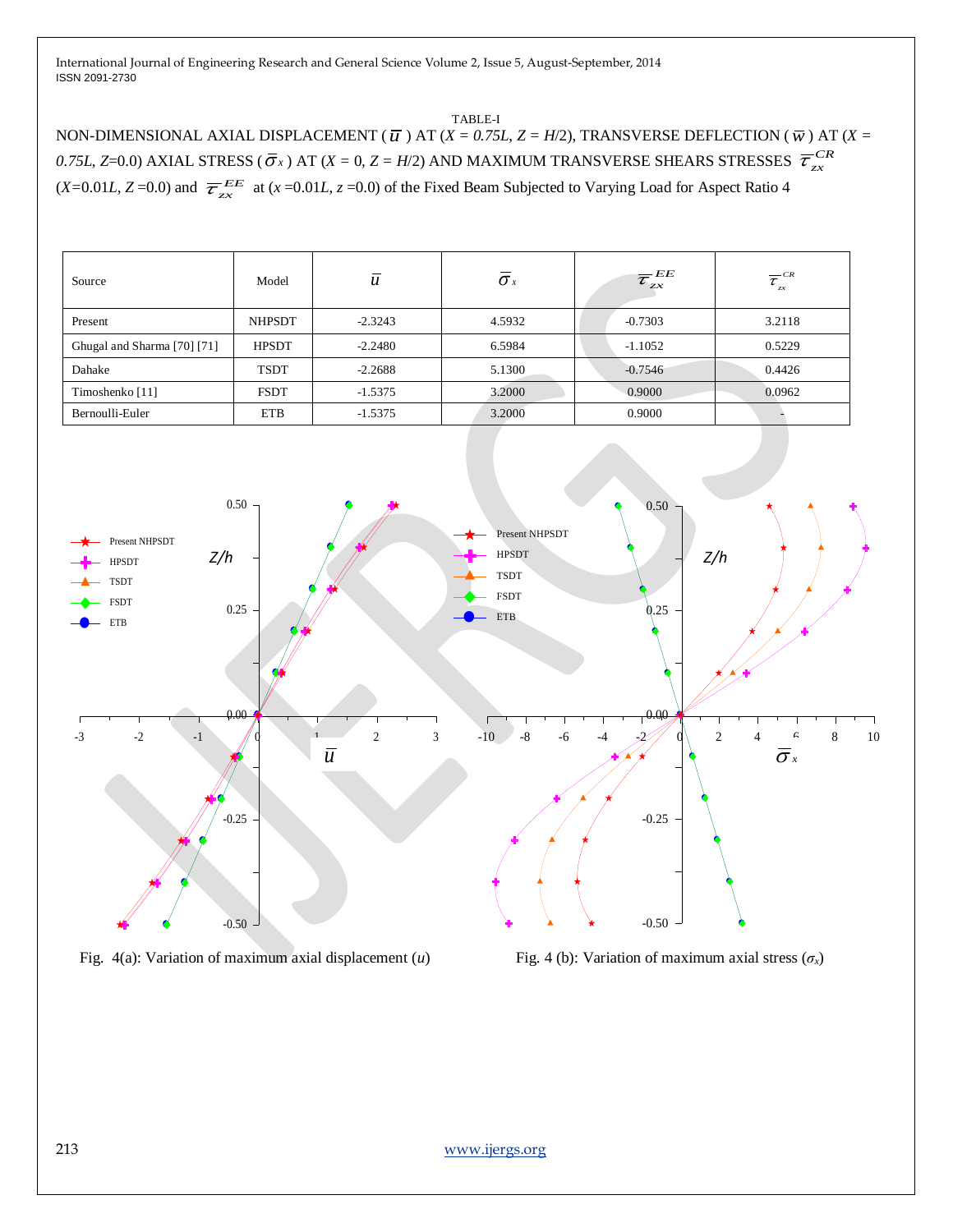TABLE-I

NON-DIMENSIONAL AXIAL DISPLACEMENT ( $\overline{u}$ ) AT ($X$ = $0.75L$, $Z$ = $H$/2), TRANSVERSE DEFLECTION ( $\overline{w}$ ) AT ($X$ = $0.75L$, $Z$=0.0) AXIAL STRESS ( $\overline{\sigma}_x$ ) AT ($X$ = 0, $Z$ = $H$/2) AND MAXIMUM TRANSVERSE SHEARS STRESSES $\overline{\tau}_{zx}^{CR}$ ($X$=0.01$L$, $Z$ =0.0) and $\overline{\tau}_{zx}^{EE}$ at ($x$ =0.01$L$, $z$ =0.0) of the Fixed Beam Subjected to Varying Load for Aspect Ratio 4

| Source | Model | $\overline{u}$ | $\overline{\sigma}_x$ | $\overline{\tau}_{zx}^{EE}$ | $\overline{\tau}_{zx}^{CR}$ |
|---|---|---|---|---|---|
| Present | NHPSDT | -2.3243 | 4.5932 | -0.7303 | 3.2118 |
| Ghugal and Sharma [70] [71] | HPSDT | -2.2480 | 6.5984 | -1.1052 | 0.5229 |
| Dahake | TSDT | -2.2688 | 5.1300 | -0.7546 | 0.4426 |
| Timoshenko [11] | FSDT | -1.5375 | 3.2000 | 0.9000 | 0.0962 |
| Bernoulli-Euler | ETB | -1.5375 | 3.2000 | 0.9000 | - |

Present NHPSDT
HPSDT
TSDT
FSDT
ETB

Z/h

0.50
0.25
0.00
-0.25
-0.50

-3 -2 -1 0 1 2 3

$\overline{u}$

Fig. 4(a): Variation of maximum axial displacement ($u$)

Present NHPSDT
HPSDT
TSDT
FSDT
ETB

Z/h

0.50
0.25
0.00
-0.25
-0.50

-10 -8 -6 -4 -2 0 2 4 6 8 10

$\overline{\sigma}_x$

Fig. 4 (b): Variation of maximum axial stress ($\sigma_x$)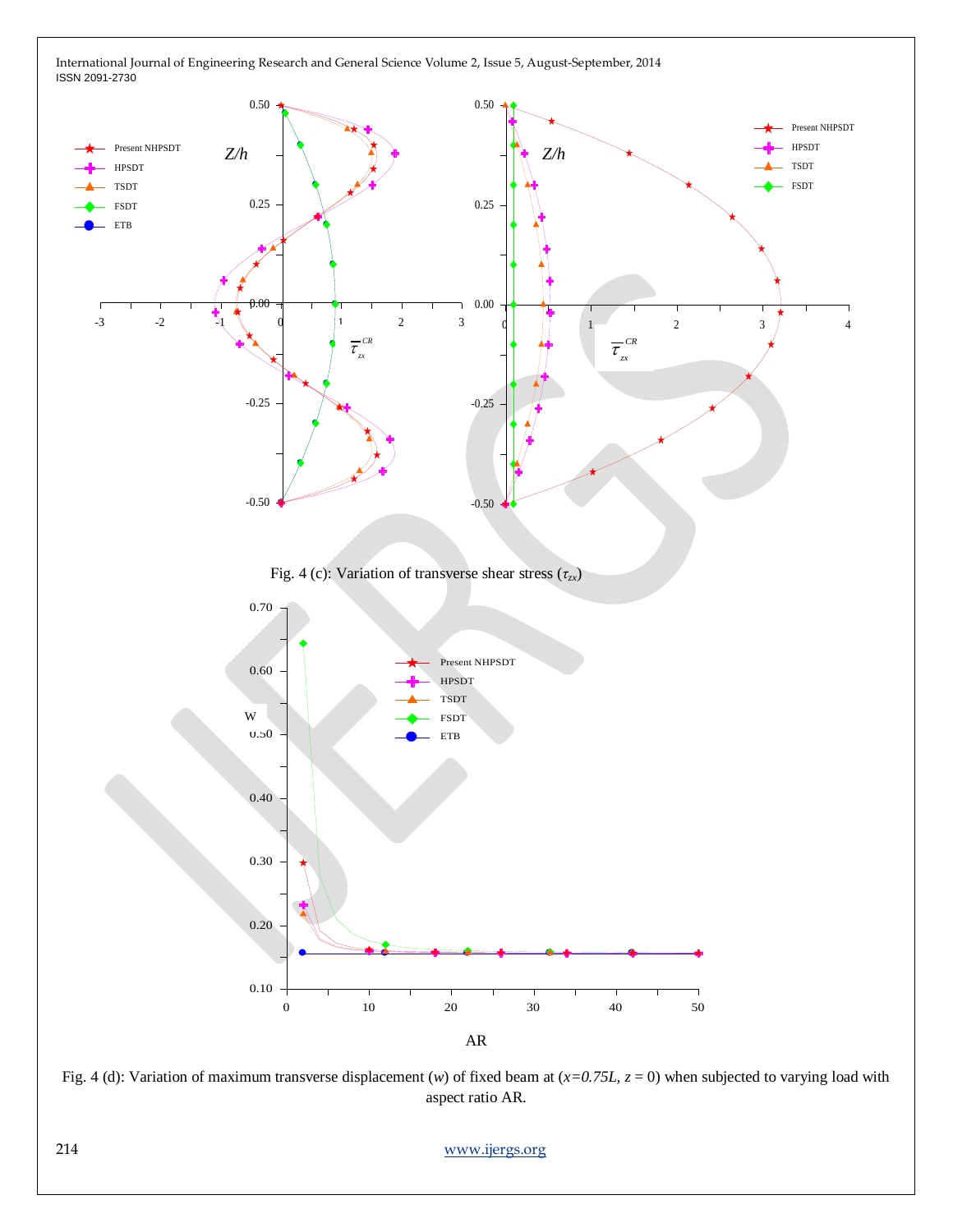Present NHPSDT
HPSDT
TSDT
FSDT
ETB

Z/h

0.50
0.25
0.00
-0.25
-0.50

-3 -2 -1 0 1 2 3

$\overline{\tau}_{zx}^{CR}$

Present NHPSDT
HPSDT
TSDT
FSDT

Z/h

0.50
0.25
0.00
-0.25
-0.50

0 1 2 3 4

$\overline{\tau}_{zx}^{CR}$

Fig. 4 (c): Variation of transverse shear stress ($\tau_{zx}$)

0.70
0.60
0.50
0.40
0.30
0.20
0.10

W

Present NHPSDT
HPSDT
TSDT
FSDT
ETB

0 10 20 30 40 50

AR

Fig. 4 (d): Variation of maximum transverse displacement ($w$) of fixed beam at ($x=0.75L$, $z = 0$) when subjected to varying load with aspect ratio AR.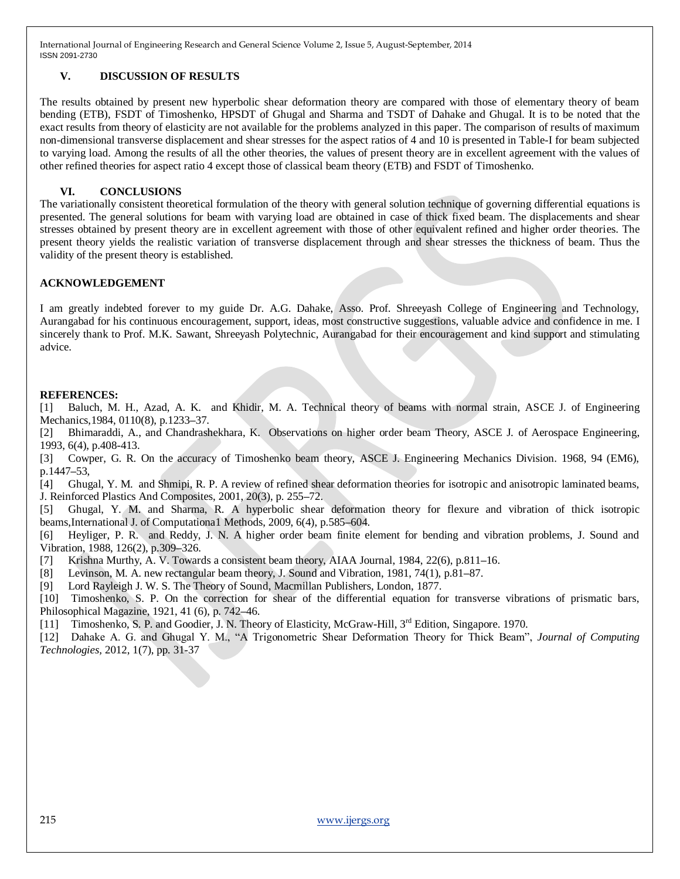## V. DISCUSSION OF RESULTS

The results obtained by present new hyperbolic shear deformation theory are compared with those of elementary theory of beam bending (ETB), FSDT of Timoshenko, HPSDT of Ghugal and Sharma and TSDT of Dahake and Ghugal. It is to be noted that the exact results from theory of elasticity are not available for the problems analyzed in this paper. The comparison of results of maximum non-dimensional transverse displacement and shear stresses for the aspect ratios of 4 and 10 is presented in Table-I for beam subjected to varying load. Among the results of all the other theories, the values of present theory are in excellent agreement with the values of other refined theories for aspect ratio 4 except those of classical beam theory (ETB) and FSDT of Timoshenko.

## VI. CONCLUSIONS

The variationally consistent theoretical formulation of the theory with general solution technique of governing differential equations is presented. The general solutions for beam with varying load are obtained in case of thick fixed beam. The displacements and shear stresses obtained by present theory are in excellent agreement with those of other equivalent refined and higher order theories. The present theory yields the realistic variation of transverse displacement through and shear stresses the thickness of beam. Thus the validity of the present theory is established.

## ACKNOWLEDGEMENT

I am greatly indebted forever to my guide Dr. A.G. Dahake, Asso. Prof. Shreeyash College of Engineering and Technology, Aurangabad for his continuous encouragement, support, ideas, most constructive suggestions, valuable advice and confidence in me. I sincerely thank to Prof. M.K. Sawant, Shreeyash Polytechnic, Aurangabad for their encouragement and kind support and stimulating advice.

## REFERENCES:

[1] Baluch, M. H., Azad, A. K. and Khidir, M. A. Technical theory of beams with normal strain, ASCE J. of Engineering Mechanics,1984, 0110(8), p.1233–37.

[2] Bhimaraddi, A., and Chandrashekhara, K. Observations on higher order beam Theory, ASCE J. of Aerospace Engineering, 1993, 6(4), p.408-413.

[3] Cowper, G. R. On the accuracy of Timoshenko beam theory, ASCE J. Engineering Mechanics Division. 1968, 94 (EM6), p.1447–53,

[4] Ghugal, Y. M. and Shmipi, R. P. A review of refined shear deformation theories for isotropic and anisotropic laminated beams, J. Reinforced Plastics And Composites, 2001, 20(3), p. 255–72.

[5] Ghugal, Y. M. and Sharma, R. A hyperbolic shear deformation theory for flexure and vibration of thick isotropic beams,International J. of Computationa1 Methods, 2009, 6(4), p.585–604.

[6] Heyliger, P. R. and Reddy, J. N. A higher order beam finite element for bending and vibration problems, J. Sound and Vibration, 1988, 126(2), p.309–326.

[7] Krishna Murthy, A. V. Towards a consistent beam theory, AIAA Journal, 1984, 22(6), p.811–16.

[8] Levinson, M. A. new rectangular beam theory, J. Sound and Vibration, 1981, 74(1), p.81–87.

[9] Lord Rayleigh J. W. S. The Theory of Sound, Macmillan Publishers, London, 1877.

[10] Timoshenko, S. P. On the correction for shear of the differential equation for transverse vibrations of prismatic bars, Philosophical Magazine, 1921, 41 (6), p. 742–46.

[11] Timoshenko, S. P. and Goodier, J. N. Theory of Elasticity, McGraw-Hill, 3rd Edition, Singapore. 1970.

[12] Dahake A. G. and Ghugal Y. M., "A Trigonometric Shear Deformation Theory for Thick Beam", *Journal of Computing Technologies,* 2012, 1(7), pp. 31-37